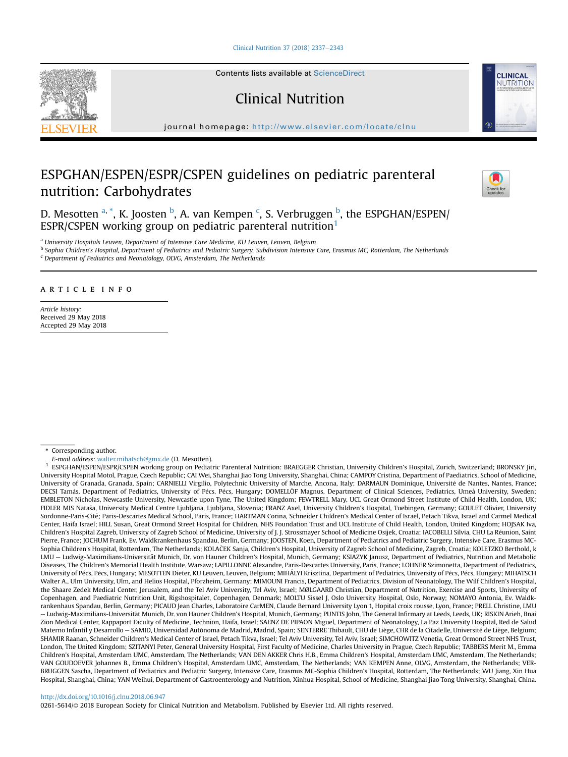Contents lists available at ScienceDirect

# Clinical Nutrition

journal homepage: http://www.elsevier.com/locate/clnu

# ESPGHAN/ESPEN/ESPR/CSPEN guidelines on pediatric parenteral nutrition: Carbohydrates

D. Mesotten [a,*], K. Joosten [b], A. van Kempen [c], S. Verbruggen [b], the ESPGHAN/ESPEN/ESPR/CSPEN working group on pediatric parenteral nutrition[1]

[a] *University Hospitals Leuven, Department of Intensive Care Medicine, KU Leuven, Leuven, Belgium*
[b] *Sophia Children's Hospital, Department of Pediatrics and Pediatric Surgery, Subdivision Intensive Care, Erasmus MC, Rotterdam, The Netherlands*
[c] *Department of Pediatrics and Neonatology, OLVG, Amsterdam, The Netherlands*

## ARTICLE INFO

*Article history:*
Received 29 May 2018
Accepted 29 May 2018

---

\* Corresponding author.
*E-mail address:* walter.mihatsch@gmx.de (D. Mesotten).

[1] ESPGHAN/ESPEN/ESPR/CSPEN working group on Pediatric Parenteral Nutrition: BRAEGGER Christian, University Children's Hospital, Zurich, Switzerland; BRONSKY Jiri, University Hospital Motol, Prague, Czech Republic; CAI Wei, Shanghai Jiao Tong University, Shanghai, China; CAMPOY Cristina, Department of Paediatrics, School of Medicine, University of Granada, Granada, Spain; CARNIELLI Virgilio, Polytechnic University of Marche, Ancona, Italy; DARMAUN Dominique, Université de Nantes, Nantes, France; DECSI Tamás, Department of Pediatrics, University of Pécs, Pécs, Hungary; DOMELLÖF Magnus, Department of Clinical Sciences, Pediatrics, Umeå University, Sweden; EMBLETON Nicholas, Newcastle University, Newcastle upon Tyne, The United Kingdom; FEWTRELL Mary, UCL Great Ormond Street Institute of Child Health, London, UK; FIDLER MIS Nataša, University Medical Centre Ljubljana, Ljubljana, Slovenia; FRANZ Axel, University Children's Hospital, Tuebingen, Germany; GOULET Olivier, University Sordonne-Paris-Cité; Paris-Descartes Medical School, Paris, France; HARTMAN Corina, Schneider Children's Medical Center of Israel, Petach Tikva, Israel and Carmel Medical Center, Haifa Israel; HILL Susan, Great Ormond Street Hospital for Children, NHS Foundation Trust and UCL Institute of Child Health, London, United Kingdom; HOJSAK Iva, Children's Hospital Zagreb, University of Zagreb School of Medicine, University of J. J. Strossmayer School of Medicine Osijek, Croatia; IACOBELLI Silvia, CHU La Réunion, Saint Pierre, France; JOCHUM Frank, Ev. Waldkrankenhaus Spandau, Berlin, Germany; JOOSTEN, Koen, Department of Pediatrics and Pediatric Surgery, Intensive Care, Erasmus MC-Sophia Children's Hospital, Rotterdam, The Netherlands; KOLAČEK Sanja, Children's Hospital, University of Zagreb School of Medicine, Zagreb, Croatia; KOLETZKO Berthold, k LMU – Ludwig-Maximilians-Universität Munich, Dr. von Hauner Children's Hospital, Munich, Germany; KSIAZYK Janusz, Department of Pediatrics, Nutrition and Metabolic Diseases, The Children's Memorial Health Institute. Warsaw; LAPILLONNE Alexandre, Paris-Descartes University, Paris, France; LOHNER Szimonetta, Department of Pediatrics, University of Pécs, Pécs, Hungary; MESOTTEN Dieter, KU Leuven, Leuven, Belgium; MIHÁLYI Krisztina, Department of Pediatrics, University of Pécs, Pécs, Hungary; MIHATSCH Walter A., Ulm University, Ulm, and Helios Hospital, Pforzheim, Germany; MIMOUNI Francis, Department of Pediatrics, Division of Neonatology, The Wilf Children's Hospital, the Shaare Zedek Medical Center, Jerusalem, and the Tel Aviv University, Tel Aviv, Israel; MØLGAARD Christian, Department of Nutrition, Exercise and Sports, University of Copenhagen, and Paediatric Nutrition Unit, Rigshospitalet, Copenhagen, Denmark; MOLTU Sissel J, Oslo University Hospital, Oslo, Norway; NOMAYO Antonia, Ev. Waldkrankenhaus Spandau, Berlin, Germany; PICAUD Jean Charles, Laboratoire CarMEN, Claude Bernard University Lyon 1, Hopital croix rousse, Lyon, France; PRELL Christine, LMU – Ludwig-Maximilians-Universität Munich, Dr. von Hauner Children's Hospital, Munich, Germany; PUNTIS John, The General Infirmary at Leeds, Leeds, UK; RISKIN Arieh, Bnai Zion Medical Center, Rappaport Faculty of Medicine, Technion, Haifa, Israel; SAENZ DE PIPAON Miguel, Department of Neonatology, La Paz University Hospital, Red de Salud Materno Infantil y Desarrollo – SAMID, Universidad Autónoma de Madrid, Madrid, Spain; SENTERRE Thibault, CHU de Liège, CHR de la Citadelle, Université de Liège, Belgium; SHAMIR Raanan, Schneider Children's Medical Center of Israel, Petach Tikva, Israel; Tel Aviv University, Tel Aviv, Israel; SIMCHOWITZ Venetia, Great Ormond Street NHS Trust, London, The United Kingdom; SZITANYI Peter, General University Hospital, First Faculty of Medicine, Charles University in Prague, Czech Republic; TABBERS Merit M., Emma Children's Hospital, Amsterdam UMC, Amsterdam, The Netherlands; VAN DEN AKKER Chris H.B., Emma Children's Hospital, Amsterdam UMC, Amsterdam, The Netherlands; VAN GOUDOEVER Johannes B., Emma Children's Hospital, Amsterdam UMC, Amsterdam, The Netherlands; VAN KEMPEN Anne, OLVG, Amsterdam, the Netherlands; VERBRUGGEN Sascha, Department of Pediatrics and Pediatric Surgery, Intensive Care, Erasmus MC-Sophia Children's Hospital, Rotterdam, The Netherlands; WU Jiang, Xin Hua Hospital, Shanghai, China; YAN Weihui, Department of Gastroenterology and Nutrition, Xinhua Hospital, School of Medicine, Shanghai Jiao Tong University, Shanghai, China.

http://dx.doi.org/10.1016/j.clnu.2018.06.947
0261-5614/© 2018 European Society for Clinical Nutrition and Metabolism. Published by Elsevier Ltd. All rights reserved.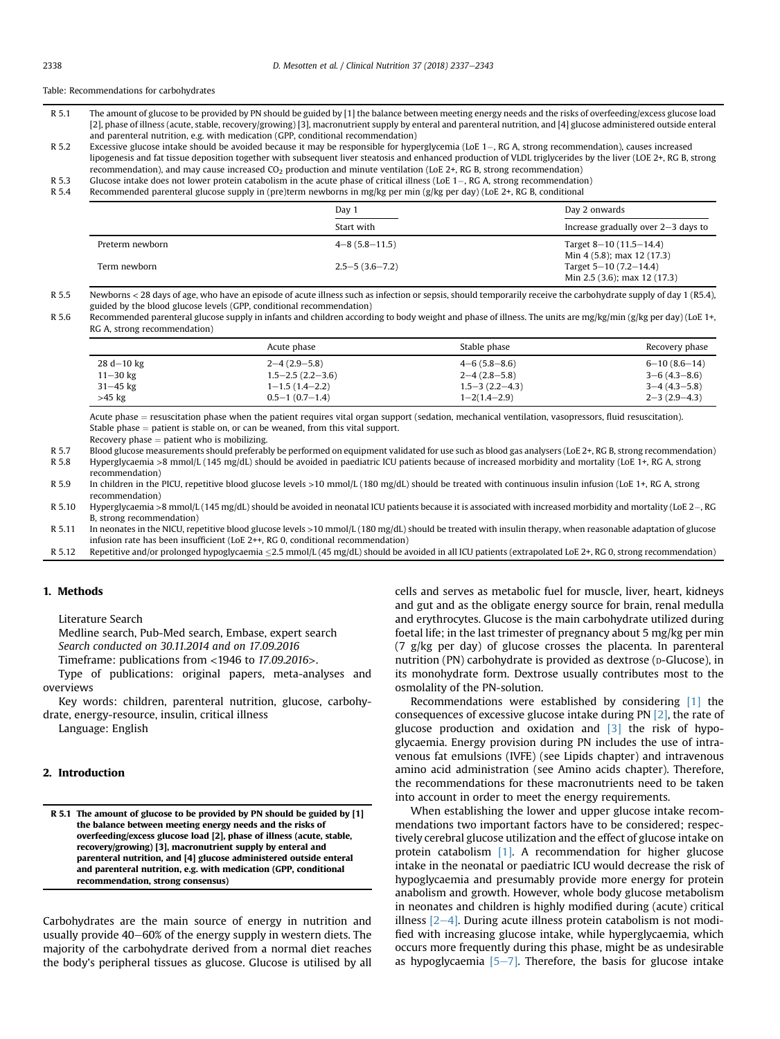Table: Recommendations for carbohydrates

| | |
|---|---|
| R 5.1 | The amount of glucose to be provided by PN should be guided by [1] the balance between meeting energy needs and the risks of overfeeding/excess glucose load [2], phase of illness (acute, stable, recovery/growing) [3], macronutrient supply by enteral and parenteral nutrition, and [4] glucose administered outside enteral and parenteral nutrition, e.g. with medication (GPP, conditional recommendation) |
| R 5.2 | Excessive glucose intake should be avoided because it may be responsible for hyperglycemia (LoE 1−, RG A, strong recommendation), causes increased lipogenesis and fat tissue deposition together with subsequent liver steatosis and enhanced production of VLDL triglycerides by the liver (LOE 2+, RG B, strong recommendation), and may cause increased $CO_2$ production and minute ventilation (LoE 2+, RG B, strong recommendation) |
| R 5.3 | Glucose intake does not lower protein catabolism in the acute phase of critical illness (LoE 1−, RG A, strong recommendation) |
| R 5.4 | Recommended parenteral glucose supply in (pre)term newborns in mg/kg per min (g/kg per day) (LoE 2+, RG B, conditional |

| | Day 1 | Day 2 onwards |
|---|---|---|
| | Start with | Increase gradually over 2–3 days to |
| Preterm newborn | 4–8 (5.8–11.5) | Target 8–10 (11.5–14.4)<br>Min 4 (5.8); max 12 (17.3) |
| Term newborn | 2.5–5 (3.6–7.2) | Target 5–10 (7.2–14.4)<br>Min 2.5 (3.6); max 12 (17.3) |

| | |
|---|---|
| R 5.5 | Newborns < 28 days of age, who have an episode of acute illness such as infection or sepsis, should temporarily receive the carbohydrate supply of day 1 (R5.4), guided by the blood glucose levels (GPP, conditional recommendation) |
| R 5.6 | Recommended parenteral glucose supply in infants and children according to body weight and phase of illness. The units are mg/kg/min (g/kg per day) (LoE 1+, RG A, strong recommendation) |

| | Acute phase | Stable phase | Recovery phase |
|---|---|---|---|
| 28 d–10 kg | 2–4 (2.9–5.8) | 4–6 (5.8–8.6) | 6–10 (8.6–14) |
| 11–30 kg | 1.5–2.5 (2.2–3.6) | 2–4 (2.8–5.8) | 3–6 (4.3–8.6) |
| 31–45 kg | 1–1.5 (1.4–2.2) | 1.5–3 (2.2–4.3) | 3–4 (4.3–5.8) |
| >45 kg | 0.5–1 (0.7–1.4) | 1–2(1.4–2.9) | 2–3 (2.9–4.3) |

Acute phase = resuscitation phase when the patient requires vital organ support (sedation, mechanical ventilation, vasopressors, fluid resuscitation).
Stable phase = patient is stable on, or can be weaned, from this vital support.
Recovery phase = patient who is mobilizing.

| | |
|---|---|
| R 5.7 | Blood glucose measurements should preferably be performed on equipment validated for use such as blood gas analysers (LoE 2+, RG B, strong recommendation) |
| R 5.8 | Hyperglycaemia >8 mmol/L (145 mg/dL) should be avoided in paediatric ICU patients because of increased morbidity and mortality (LoE 1+, RG A, strong recommendation) |
| R 5.9 | In children in the PICU, repetitive blood glucose levels >10 mmol/L (180 mg/dL) should be treated with continuous insulin infusion (LoE 1+, RG A, strong recommendation) |
| R 5.10 | Hyperglycaemia >8 mmol/L (145 mg/dL) should be avoided in neonatal ICU patients because it is associated with increased morbidity and mortality (LoE 2−, RG B, strong recommendation) |
| R 5.11 | In neonates in the NICU, repetitive blood glucose levels >10 mmol/L (180 mg/dL) should be treated with insulin therapy, when reasonable adaptation of glucose infusion rate has been insufficient (LoE 2++, RG 0, conditional recommendation) |
| R 5.12 | Repetitive and/or prolonged hypoglycaemia ≤2.5 mmol/L (45 mg/dL) should be avoided in all ICU patients (extrapolated LoE 2+, RG 0, strong recommendation) |

## 1. Methods

Literature Search

Medline search, Pub-Med search, Embase, expert search

*Search conducted on 30.11.2014 and on 17.09.2016*

Timeframe: publications from <1946 to *17.09.2016*>.

Type of publications: original papers, meta-analyses and overviews

Key words: children, parenteral nutrition, glucose, carbohydrate, energy-resource, insulin, critical illness

Language: English

## 2. Introduction

**R 5.1 The amount of glucose to be provided by PN should be guided by [1] the balance between meeting energy needs and the risks of overfeeding/excess glucose load [2], phase of illness (acute, stable, recovery/growing) [3], macronutrient supply by enteral and parenteral nutrition, and [4] glucose administered outside enteral and parenteral nutrition, e.g. with medication (GPP, conditional recommendation, strong consensus)**

Carbohydrates are the main source of energy in nutrition and usually provide 40–60% of the energy supply in western diets. The majority of the carbohydrate derived from a normal diet reaches the body's peripheral tissues as glucose. Glucose is utilised by all cells and serves as metabolic fuel for muscle, liver, heart, kidneys and gut and as the obligate energy source for brain, renal medulla and erythrocytes. Glucose is the main carbohydrate utilized during foetal life; in the last trimester of pregnancy about 5 mg/kg per min (7 g/kg per day) of glucose crosses the placenta. In parenteral nutrition (PN) carbohydrate is provided as dextrose (D-Glucose), in its monohydrate form. Dextrose usually contributes most to the osmolality of the PN-solution.

Recommendations were established by considering [1] the consequences of excessive glucose intake during PN [2], the rate of glucose production and oxidation and [3] the risk of hypoglycaemia. Energy provision during PN includes the use of intravenous fat emulsions (IVFE) (see Lipids chapter) and intravenous amino acid administration (see Amino acids chapter). Therefore, the recommendations for these macronutrients need to be taken into account in order to meet the energy requirements.

When establishing the lower and upper glucose intake recommendations two important factors have to be considered; respectively cerebral glucose utilization and the effect of glucose intake on protein catabolism [1]. A recommendation for higher glucose intake in the neonatal or paediatric ICU would decrease the risk of hypoglycaemia and presumably provide more energy for protein anabolism and growth. However, whole body glucose metabolism in neonates and children is highly modified during (acute) critical illness [2–4]. During acute illness protein catabolism is not modified with increasing glucose intake, while hyperglycaemia, which occurs more frequently during this phase, might be as undesirable as hypoglycaemia [5–7]. Therefore, the basis for glucose intake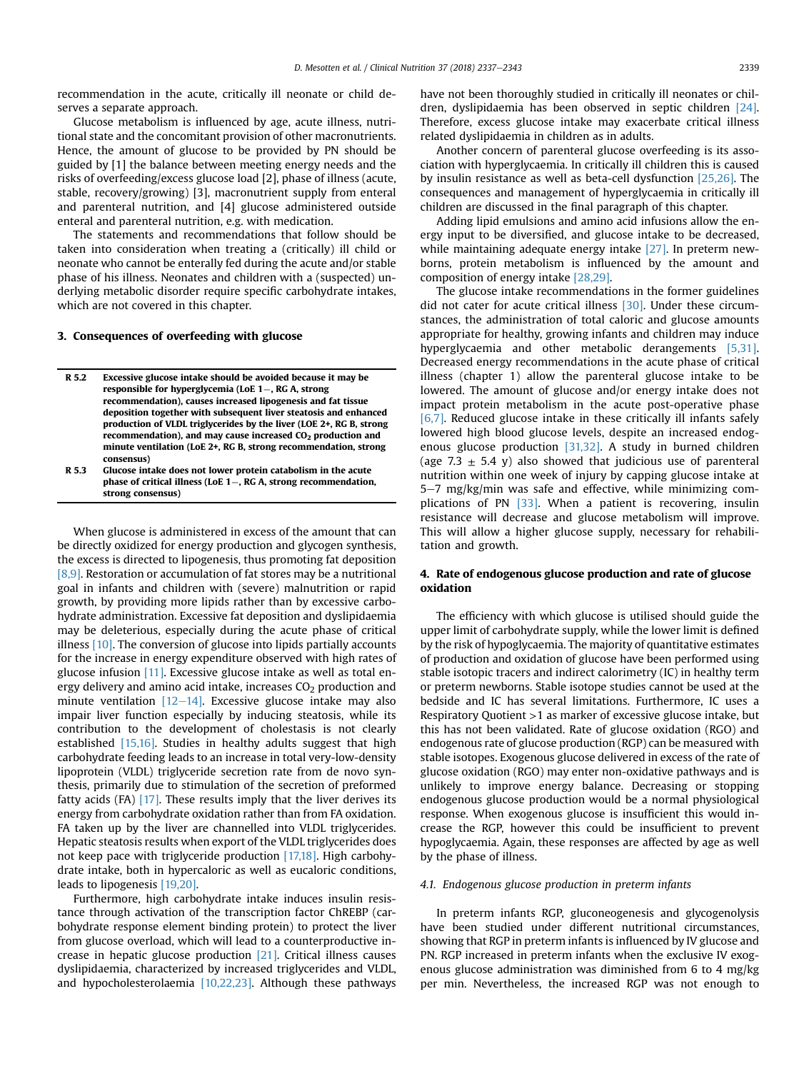recommendation in the acute, critically ill neonate or child deserves a separate approach.

Glucose metabolism is influenced by age, acute illness, nutritional state and the concomitant provision of other macronutrients. Hence, the amount of glucose to be provided by PN should be guided by [1] the balance between meeting energy needs and the risks of overfeeding/excess glucose load [2], phase of illness (acute, stable, recovery/growing) [3], macronutrient supply from enteral and parenteral nutrition, and [4] glucose administered outside enteral and parenteral nutrition, e.g. with medication.

The statements and recommendations that follow should be taken into consideration when treating a (critically) ill child or neonate who cannot be enterally fed during the acute and/or stable phase of his illness. Neonates and children with a (suspected) underlying metabolic disorder require specific carbohydrate intakes, which are not covered in this chapter.

## 3. Consequences of overfeeding with glucose

| | |
|---|---|
| **R 5.2** | **Excessive glucose intake should be avoided because it may be responsible for hyperglycemia (LoE 1−, RG A, strong recommendation), causes increased lipogenesis and fat tissue deposition together with subsequent liver steatosis and enhanced production of VLDL triglycerides by the liver (LOE 2+, RG B, strong recommendation), and may cause increased $CO_2$ production and minute ventilation (LoE 2+, RG B, strong recommendation, strong consensus)** |
| **R 5.3** | **Glucose intake does not lower protein catabolism in the acute phase of critical illness (LoE 1−, RG A, strong recommendation, strong consensus)** |

When glucose is administered in excess of the amount that can be directly oxidized for energy production and glycogen synthesis, the excess is directed to lipogenesis, thus promoting fat deposition [8,9]. Restoration or accumulation of fat stores may be a nutritional goal in infants and children with (severe) malnutrition or rapid growth, by providing more lipids rather than by excessive carbohydrate administration. Excessive fat deposition and dyslipidaemia may be deleterious, especially during the acute phase of critical illness [10]. The conversion of glucose into lipids partially accounts for the increase in energy expenditure observed with high rates of glucose infusion [11]. Excessive glucose intake as well as total energy delivery and amino acid intake, increases $CO_2$ production and minute ventilation [12−14]. Excessive glucose intake may also impair liver function especially by inducing steatosis, while its contribution to the development of cholestasis is not clearly established [15,16]. Studies in healthy adults suggest that high carbohydrate feeding leads to an increase in total very-low-density lipoprotein (VLDL) triglyceride secretion rate from de novo synthesis, primarily due to stimulation of the secretion of preformed fatty acids (FA) [17]. These results imply that the liver derives its energy from carbohydrate oxidation rather than from FA oxidation. FA taken up by the liver are channelled into VLDL triglycerides. Hepatic steatosis results when export of the VLDL triglycerides does not keep pace with triglyceride production [17,18]. High carbohydrate intake, both in hypercaloric as well as eucaloric conditions, leads to lipogenesis [19,20].

Furthermore, high carbohydrate intake induces insulin resistance through activation of the transcription factor ChREBP (carbohydrate response element binding protein) to protect the liver from glucose overload, which will lead to a counterproductive increase in hepatic glucose production [21]. Critical illness causes dyslipidaemia, characterized by increased triglycerides and VLDL, and hypocholesterolaemia [10,22,23]. Although these pathways have not been thoroughly studied in critically ill neonates or children, dyslipidaemia has been observed in septic children [24]. Therefore, excess glucose intake may exacerbate critical illness related dyslipidaemia in children as in adults.

Another concern of parenteral glucose overfeeding is its association with hyperglycaemia. In critically ill children this is caused by insulin resistance as well as beta-cell dysfunction [25,26]. The consequences and management of hyperglycaemia in critically ill children are discussed in the final paragraph of this chapter.

Adding lipid emulsions and amino acid infusions allow the energy input to be diversified, and glucose intake to be decreased, while maintaining adequate energy intake [27]. In preterm newborns, protein metabolism is influenced by the amount and composition of energy intake [28,29].

The glucose intake recommendations in the former guidelines did not cater for acute critical illness [30]. Under these circumstances, the administration of total caloric and glucose amounts appropriate for healthy, growing infants and children may induce hyperglycaemia and other metabolic derangements [5,31]. Decreased energy recommendations in the acute phase of critical illness (chapter 1) allow the parenteral glucose intake to be lowered. The amount of glucose and/or energy intake does not impact protein metabolism in the acute post-operative phase [6,7]. Reduced glucose intake in these critically ill infants safely lowered high blood glucose levels, despite an increased endogenous glucose production [31,32]. A study in burned children (age 7.3 ± 5.4 y) also showed that judicious use of parenteral nutrition within one week of injury by capping glucose intake at 5−7 mg/kg/min was safe and effective, while minimizing complications of PN [33]. When a patient is recovering, insulin resistance will decrease and glucose metabolism will improve. This will allow a higher glucose supply, necessary for rehabilitation and growth.

## 4. Rate of endogenous glucose production and rate of glucose oxidation

The efficiency with which glucose is utilised should guide the upper limit of carbohydrate supply, while the lower limit is defined by the risk of hypoglycaemia. The majority of quantitative estimates of production and oxidation of glucose have been performed using stable isotopic tracers and indirect calorimetry (IC) in healthy term or preterm newborns. Stable isotope studies cannot be used at the bedside and IC has several limitations. Furthermore, IC uses a Respiratory Quotient >1 as marker of excessive glucose intake, but this has not been validated. Rate of glucose oxidation (RGO) and endogenous rate of glucose production (RGP) can be measured with stable isotopes. Exogenous glucose delivered in excess of the rate of glucose oxidation (RGO) may enter non-oxidative pathways and is unlikely to improve energy balance. Decreasing or stopping endogenous glucose production would be a normal physiological response. When exogenous glucose is insufficient this would increase the RGP, however this could be insufficient to prevent hypoglycaemia. Again, these responses are affected by age as well by the phase of illness.

### *4.1. Endogenous glucose production in preterm infants*

In preterm infants RGP, gluconeogenesis and glycogenolysis have been studied under different nutritional circumstances, showing that RGP in preterm infants is influenced by IV glucose and PN. RGP increased in preterm infants when the exclusive IV exogenous glucose administration was diminished from 6 to 4 mg/kg per min. Nevertheless, the increased RGP was not enough to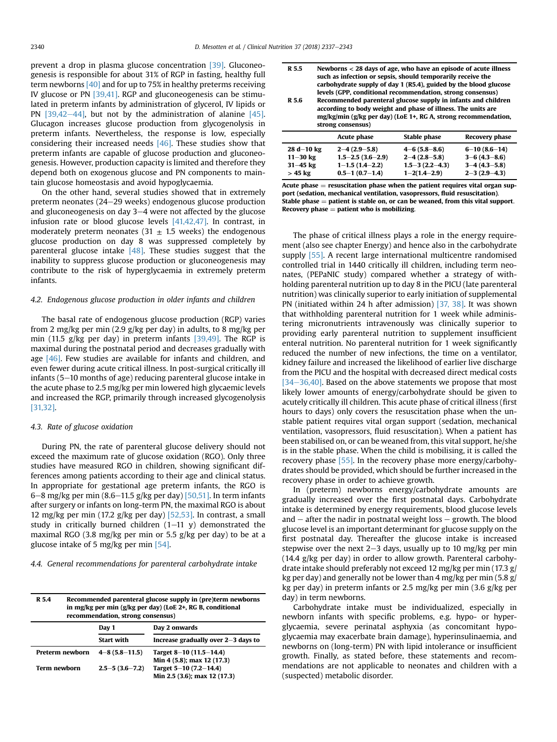prevent a drop in plasma glucose concentration [39]. Gluconeogenesis is responsible for about 31% of RGP in fasting, healthy full term newborns [40] and for up to 75% in healthy preterms receiving IV glucose or PN [39,41]. RGP and gluconeogenesis can be stimulated in preterm infants by administration of glycerol, IV lipids or PN [39,42–44], but not by the administration of alanine [45]. Glucagon increases glucose production from glycogenolysis in preterm infants. Nevertheless, the response is low, especially considering their increased needs [46]. These studies show that preterm infants are capable of glucose production and gluconeogenesis. However, production capacity is limited and therefore they depend both on exogenous glucose and PN components to maintain glucose homeostasis and avoid hypoglycaemia.

On the other hand, several studies showed that in extremely preterm neonates (24–29 weeks) endogenous glucose production and gluconeogenesis on day 3–4 were not affected by the glucose infusion rate or blood glucose levels [41,42,47]. In contrast, in moderately preterm neonates (31 ± 1.5 weeks) the endogenous glucose production on day 8 was suppressed completely by parenteral glucose intake [48]. These studies suggest that the inability to suppress glucose production or gluconeogenesis may contribute to the risk of hyperglycaemia in extremely preterm infants.

### 4.2. Endogenous glucose production in older infants and children

The basal rate of endogenous glucose production (RGP) varies from 2 mg/kg per min (2.9 g/kg per day) in adults, to 8 mg/kg per min (11.5 g/kg per day) in preterm infants [39,49]. The RGP is maximal during the postnatal period and decreases gradually with age [46]. Few studies are available for infants and children, and even fewer during acute critical illness. In post-surgical critically ill infants (5–10 months of age) reducing parenteral glucose intake in the acute phase to 2.5 mg/kg per min lowered high glycaemic levels and increased the RGP, primarily through increased glycogenolysis [31,32].

### 4.3. Rate of glucose oxidation

During PN, the rate of parenteral glucose delivery should not exceed the maximum rate of glucose oxidation (RGO). Only three studies have measured RGO in children, showing significant differences among patients according to their age and clinical status. In appropriate for gestational age preterm infants, the RGO is 6–8 mg/kg per min (8.6–11.5 g/kg per day) [50,51]. In term infants after surgery or infants on long-term PN, the maximal RGO is about 12 mg/kg per min (17.2 g/kg per day) [52,53]. In contrast, a small study in critically burned children (1–11 y) demonstrated the maximal RGO (3.8 mg/kg per min or 5.5 g/kg per day) to be at a glucose intake of 5 mg/kg per min [54].

### 4.4. General recommendations for parenteral carbohydrate intake

**R 5.4** **Recommended parenteral glucose supply in (pre)term newborns in mg/kg per min (g/kg per day) (LoE 2+, RG B, conditional recommendation, strong consensus)**

| | Day 1 | Day 2 onwards |
|---|---|---|
| | Start with | Increase gradually over 2–3 days to |
| Preterm newborn | 4–8 (5.8–11.5) | Target 8–10 (11.5–14.4) Min 4 (5.8); max 12 (17.3) |
| Term newborn | 2.5–5 (3.6–7.2) | Target 5–10 (7.2–14.4) Min 2.5 (3.6); max 12 (17.3) |

**R 5.5** **Newborns < 28 days of age, who have an episode of acute illness such as infection or sepsis, should temporarily receive the carbohydrate supply of day 1 (R5.4), guided by the blood glucose levels (GPP, conditional recommendation, strong consensus)**

**R 5.6** **Recommended parenteral glucose supply in infants and children according to body weight and phase of illness. The units are mg/kg/min (g/kg per day) (LoE 1+, RG A, strong recommendation, strong consensus)**

| | Acute phase | Stable phase | Recovery phase |
|---|---|---|---|
| 28 d–10 kg | 2–4 (2.9–5.8) | 4–6 (5.8–8.6) | 6–10 (8.6–14) |
| 11–30 kg | 1.5–2.5 (3.6–2.9) | 2–4 (2.8–5.8) | 3–6 (4.3–8.6) |
| 31–45 kg | 1–1.5 (1.4–2.2) | 1.5–3 (2.2–4.3) | 3–4 (4.3–5.8) |
| > 45 kg | 0.5–1 (0.7–1.4) | 1–2(1.4–2.9) | 2–3 (2.9–4.3) |

**Acute phase = resuscitation phase when the patient requires vital organ support (sedation, mechanical ventilation, vasopressors, fluid resuscitation). Stable phase = patient is stable on, or can be weaned, from this vital support. Recovery phase = patient who is mobilizing.**

The phase of critical illness plays a role in the energy requirement (also see chapter Energy) and hence also in the carbohydrate supply [55]. A recent large international multicentre randomised controlled trial in 1440 critically ill children, including term neonates, (PEPaNIC study) compared whether a strategy of withholding parenteral nutrition up to day 8 in the PICU (late parenteral nutrition) was clinically superior to early initiation of supplemental PN (initiated within 24 h after admission) [37, 38]. It was shown that withholding parenteral nutrition for 1 week while administering micronutrients intravenously was clinically superior to providing early parenteral nutrition to supplement insufficient enteral nutrition. No parenteral nutrition for 1 week significantly reduced the number of new infections, the time on a ventilator, kidney failure and increased the likelihood of earlier live discharge from the PICU and the hospital with decreased direct medical costs [34–36,40]. Based on the above statements we propose that most likely lower amounts of energy/carbohydrate should be given to acutely critically ill children. This acute phase of critical illness (first hours to days) only covers the resuscitation phase when the unstable patient requires vital organ support (sedation, mechanical ventilation, vasopressors, fluid resuscitation). When a patient has been stabilised on, or can be weaned from, this vital support, he/she is in the stable phase. When the child is mobilising, it is called the recovery phase [55]. In the recovery phase more energy/carbohydrates should be provided, which should be further increased in the recovery phase in order to achieve growth.

In (preterm) newborns energy/carbohydrate amounts are gradually increased over the first postnatal days. Carbohydrate intake is determined by energy requirements, blood glucose levels and – after the nadir in postnatal weight loss – growth. The blood glucose level is an important determinant for glucose supply on the first postnatal day. Thereafter the glucose intake is increased stepwise over the next 2–3 days, usually up to 10 mg/kg per min (14.4 g/kg per day) in order to allow growth. Parenteral carbohydrate intake should preferably not exceed 12 mg/kg per min (17.3 g/kg per day) and generally not be lower than 4 mg/kg per min (5.8 g/kg per day) in preterm infants or 2.5 mg/kg per min (3.6 g/kg per day) in term newborns.

Carbohydrate intake must be individualized, especially in newborn infants with specific problems, e.g. hypo- or hyperglycaemia, severe perinatal asphyxia (as concomitant hypoglycaemia may exacerbate brain damage), hyperinsulinaemia, and newborns on (long-term) PN with lipid intolerance or insufficient growth. Finally, as stated before, these statements and recommendations are not applicable to neonates and children with a (suspected) metabolic disorder.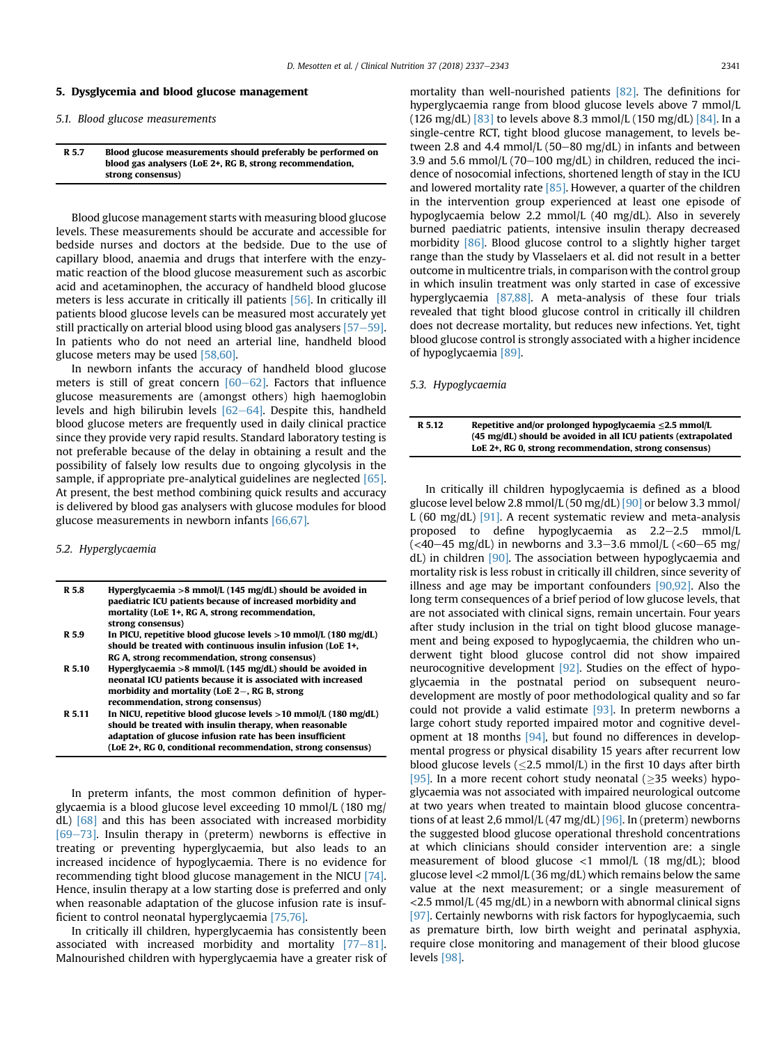## 5. Dysglycemia and blood glucose management

### 5.1. Blood glucose measurements

| R 5.7 | Blood glucose measurements should preferably be performed on blood gas analysers (LoE 2+, RG B, strong recommendation, strong consensus) |
|---|---|

Blood glucose management starts with measuring blood glucose levels. These measurements should be accurate and accessible for bedside nurses and doctors at the bedside. Due to the use of capillary blood, anaemia and drugs that interfere with the enzymatic reaction of the blood glucose measurement such as ascorbic acid and acetaminophen, the accuracy of handheld blood glucose meters is less accurate in critically ill patients [56]. In critically ill patients blood glucose levels can be measured most accurately yet still practically on arterial blood using blood gas analysers [57–59]. In patients who do not need an arterial line, handheld blood glucose meters may be used [58,60].

In newborn infants the accuracy of handheld blood glucose meters is still of great concern [60–62]. Factors that influence glucose measurements are (amongst others) high haemoglobin levels and high bilirubin levels [62–64]. Despite this, handheld blood glucose meters are frequently used in daily clinical practice since they provide very rapid results. Standard laboratory testing is not preferable because of the delay in obtaining a result and the possibility of falsely low results due to ongoing glycolysis in the sample, if appropriate pre-analytical guidelines are neglected [65]. At present, the best method combining quick results and accuracy is delivered by blood gas analysers with glucose modules for blood glucose measurements in newborn infants [66,67].

### 5.2. Hyperglycaemia

| R 5.8 | Hyperglycaemia >8 mmol/L (145 mg/dL) should be avoided in paediatric ICU patients because of increased morbidity and mortality (LoE 1+, RG A, strong recommendation, strong consensus) |
|---|---|
| R 5.9 | In PICU, repetitive blood glucose levels >10 mmol/L (180 mg/dL) should be treated with continuous insulin infusion (LoE 1+, RG A, strong recommendation, strong consensus) |
| R 5.10 | Hyperglycaemia >8 mmol/L (145 mg/dL) should be avoided in neonatal ICU patients because it is associated with increased morbidity and mortality (LoE 2−, RG B, strong recommendation, strong consensus) |
| R 5.11 | In NICU, repetitive blood glucose levels >10 mmol/L (180 mg/dL) should be treated with insulin therapy, when reasonable adaptation of glucose infusion rate has been insufficient (LoE 2+, RG 0, conditional recommendation, strong consensus) |

In preterm infants, the most common definition of hyperglycaemia is a blood glucose level exceeding 10 mmol/L (180 mg/dL) [68] and this has been associated with increased morbidity [69–73]. Insulin therapy in (preterm) newborns is effective in treating or preventing hyperglycaemia, but also leads to an increased incidence of hypoglycaemia. There is no evidence for recommending tight blood glucose management in the NICU [74]. Hence, insulin therapy at a low starting dose is preferred and only when reasonable adaptation of the glucose infusion rate is insufficient to control neonatal hyperglycaemia [75,76].

In critically ill children, hyperglycaemia has consistently been associated with increased morbidity and mortality [77–81]. Malnourished children with hyperglycaemia have a greater risk of mortality than well-nourished patients [82]. The definitions for hyperglycaemia range from blood glucose levels above 7 mmol/L (126 mg/dL) [83] to levels above 8.3 mmol/L (150 mg/dL) [84]. In a single-centre RCT, tight blood glucose management, to levels between 2.8 and 4.4 mmol/L (50–80 mg/dL) in infants and between 3.9 and 5.6 mmol/L (70–100 mg/dL) in children, reduced the incidence of nosocomial infections, shortened length of stay in the ICU and lowered mortality rate [85]. However, a quarter of the children in the intervention group experienced at least one episode of hypoglycaemia below 2.2 mmol/L (40 mg/dL). Also in severely burned paediatric patients, intensive insulin therapy decreased morbidity [86]. Blood glucose control to a slightly higher target range than the study by Vlasselaers et al. did not result in a better outcome in multicentre trials, in comparison with the control group in which insulin treatment was only started in case of excessive hyperglycaemia [87,88]. A meta-analysis of these four trials revealed that tight blood glucose control in critically ill children does not decrease mortality, but reduces new infections. Yet, tight blood glucose control is strongly associated with a higher incidence of hypoglycaemia [89].

### 5.3. Hypoglycaemia

| R 5.12 | Repetitive and/or prolonged hypoglycaemia ≤2.5 mmol/L (45 mg/dL) should be avoided in all ICU patients (extrapolated LoE 2+, RG 0, strong recommendation, strong consensus) |
|---|---|

In critically ill children hypoglycaemia is defined as a blood glucose level below 2.8 mmol/L (50 mg/dL) [90] or below 3.3 mmol/L (60 mg/dL) [91]. A recent systematic review and meta-analysis proposed to define hypoglycaemia as 2.2–2.5 mmol/L (<40–45 mg/dL) in newborns and 3.3–3.6 mmol/L (<60–65 mg/dL) in children [90]. The association between hypoglycaemia and mortality risk is less robust in critically ill children, since severity of illness and age may be important confounders [90,92]. Also the long term consequences of a brief period of low glucose levels, that are not associated with clinical signs, remain uncertain. Four years after study inclusion in the trial on tight blood glucose management and being exposed to hypoglycaemia, the children who underwent tight blood glucose control did not show impaired neurocognitive development [92]. Studies on the effect of hypoglycaemia in the postnatal period on subsequent neurodevelopment are mostly of poor methodological quality and so far could not provide a valid estimate [93]. In preterm newborns a large cohort study reported impaired motor and cognitive development at 18 months [94], but found no differences in developmental progress or physical disability 15 years after recurrent low blood glucose levels (≤2.5 mmol/L) in the first 10 days after birth [95]. In a more recent cohort study neonatal (≥35 weeks) hypoglycaemia was not associated with impaired neurological outcome at two years when treated to maintain blood glucose concentrations of at least 2,6 mmol/L (47 mg/dL) [96]. In (preterm) newborns the suggested blood glucose operational threshold concentrations at which clinicians should consider intervention are: a single measurement of blood glucose <1 mmol/L (18 mg/dL); blood glucose level <2 mmol/L (36 mg/dL) which remains below the same value at the next measurement; or a single measurement of <2.5 mmol/L (45 mg/dL) in a newborn with abnormal clinical signs [97]. Certainly newborns with risk factors for hypoglycaemia, such as premature birth, low birth weight and perinatal asphyxia, require close monitoring and management of their blood glucose levels [98].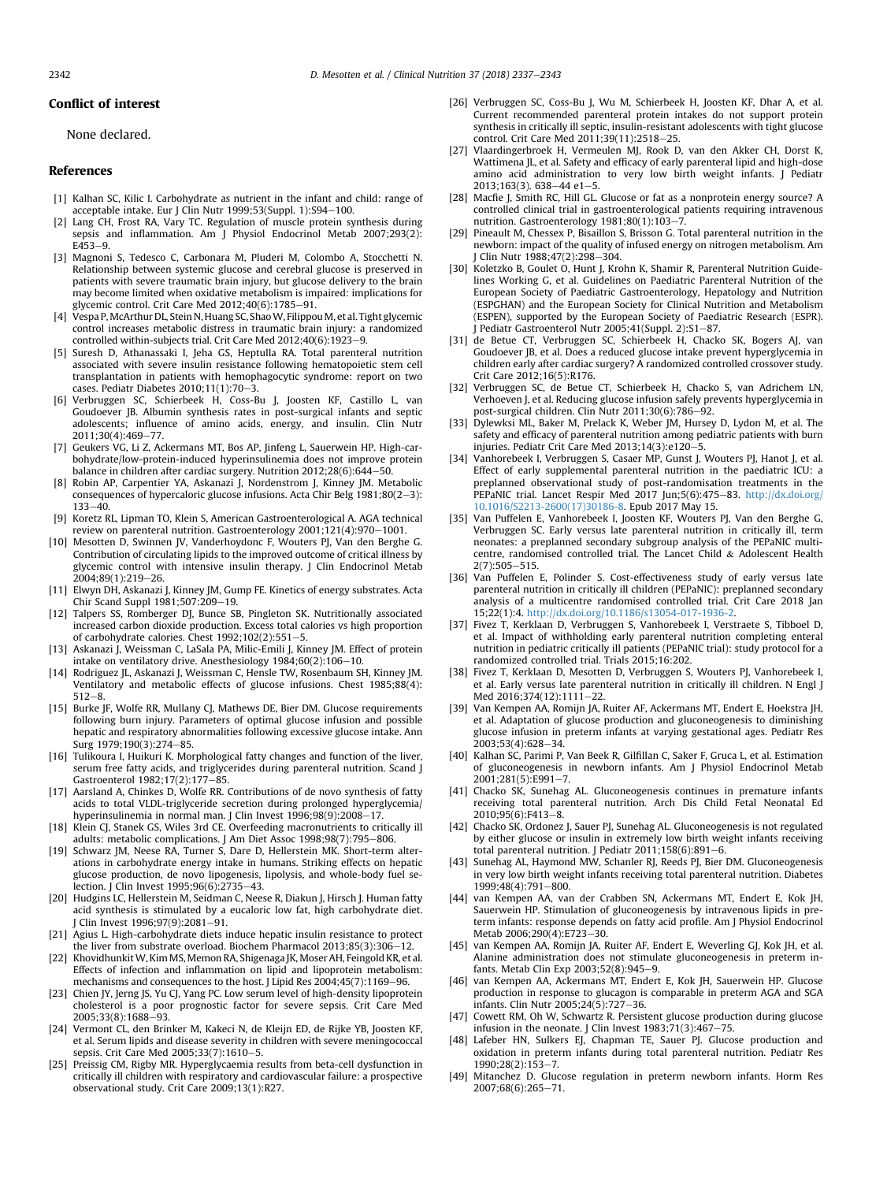## Conflict of interest

None declared.

## References

[1] Kalhan SC, Kilic I. Carbohydrate as nutrient in the infant and child: range of acceptable intake. Eur J Clin Nutr 1999;53(Suppl. 1):S94–100.

[2] Lang CH, Frost RA, Vary TC. Regulation of muscle protein synthesis during sepsis and inflammation. Am J Physiol Endocrinol Metab 2007;293(2):E453–9.

[3] Magnoni S, Tedesco C, Carbonara M, Pluderi M, Colombo A, Stocchetti N. Relationship between systemic glucose and cerebral glucose is preserved in patients with severe traumatic brain injury, but glucose delivery to the brain may become limited when oxidative metabolism is impaired: implications for glycemic control. Crit Care Med 2012;40(6):1785–91.

[4] Vespa P, McArthur DL, Stein N, Huang SC, Shao W, Filippou M, et al. Tight glycemic control increases metabolic distress in traumatic brain injury: a randomized controlled within-subjects trial. Crit Care Med 2012;40(6):1923–9.

[5] Suresh D, Athanassaki I, Jeha GS, Heptulla RA. Total parenteral nutrition associated with severe insulin resistance following hematopoietic stem cell transplantation in patients with hemophagocytic syndrome: report on two cases. Pediatr Diabetes 2010;11(1):70–3.

[6] Verbruggen SC, Schierbeek H, Coss-Bu J, Joosten KF, Castillo L, van Goudoever JB. Albumin synthesis rates in post-surgical infants and septic adolescents; influence of amino acids, energy, and insulin. Clin Nutr 2011;30(4):469–77.

[7] Geukers VG, Li Z, Ackermans MT, Bos AP, Jinfeng L, Sauerwein HP. High-carbohydrate/low-protein-induced hyperinsulinemia does not improve protein balance in children after cardiac surgery. Nutrition 2012;28(6):644–50.

[8] Robin AP, Carpentier YA, Askanazi J, Nordenstrom J, Kinney JM. Metabolic consequences of hypercaloric glucose infusions. Acta Chir Belg 1981;80(2–3):133–40.

[9] Koretz RL, Lipman TO, Klein S, American Gastroenterological A. AGA technical review on parenteral nutrition. Gastroenterology 2001;121(4):970–1001.

[10] Mesotten D, Swinnen JV, Vanderhoydonc F, Wouters PJ, Van den Berghe G. Contribution of circulating lipids to the improved outcome of critical illness by glycemic control with intensive insulin therapy. J Clin Endocrinol Metab 2004;89(1):219–26.

[11] Elwyn DH, Askanazi J, Kinney JM, Gump FE. Kinetics of energy substrates. Acta Chir Scand Suppl 1981;507:209–19.

[12] Talpers SS, Romberger DJ, Bunce SB, Pingleton SK. Nutritionally associated increased carbon dioxide production. Excess total calories vs high proportion of carbohydrate calories. Chest 1992;102(2):551–5.

[13] Askanazi J, Weissman C, LaSala PA, Milic-Emili J, Kinney JM. Effect of protein intake on ventilatory drive. Anesthesiology 1984;60(2):106–10.

[14] Rodriguez JL, Askanazi J, Weissman C, Hensle TW, Rosenbaum SH, Kinney JM. Ventilatory and metabolic effects of glucose infusions. Chest 1985;88(4):512–8.

[15] Burke JF, Wolfe RR, Mullany CJ, Mathews DE, Bier DM. Glucose requirements following burn injury. Parameters of optimal glucose infusion and possible hepatic and respiratory abnormalities following excessive glucose intake. Ann Surg 1979;190(3):274–85.

[16] Tulikoura I, Huikuri K. Morphological fatty changes and function of the liver, serum free fatty acids, and triglycerides during parenteral nutrition. Scand J Gastroenterol 1982;17(2):177–85.

[17] Aarsland A, Chinkes D, Wolfe RR. Contributions of de novo synthesis of fatty acids to total VLDL-triglyceride secretion during prolonged hyperglycemia/hyperinsulinemia in normal man. J Clin Invest 1996;98(9):2008–17.

[18] Klein CJ, Stanek GS, Wiles 3rd CE. Overfeeding macronutrients to critically ill adults: metabolic complications. J Am Diet Assoc 1998;98(7):795–806.

[19] Schwarz JM, Neese RA, Turner S, Dare D, Hellerstein MK. Short-term alterations in carbohydrate energy intake in humans. Striking effects on hepatic glucose production, de novo lipogenesis, lipolysis, and whole-body fuel selection. J Clin Invest 1995;96(6):2735–43.

[20] Hudgins LC, Hellerstein M, Seidman C, Neese R, Diakun J, Hirsch J. Human fatty acid synthesis is stimulated by a eucaloric low fat, high carbohydrate diet. J Clin Invest 1996;97(9):2081–91.

[21] Agius L. High-carbohydrate diets induce hepatic insulin resistance to protect the liver from substrate overload. Biochem Pharmacol 2013;85(3):306–12.

[22] Khovidhunkit W, Kim MS, Memon RA, Shigenaga JK, Moser AH, Feingold KR, et al. Effects of infection and inflammation on lipid and lipoprotein metabolism: mechanisms and consequences to the host. J Lipid Res 2004;45(7):1169–96.

[23] Chien JY, Jerng JS, Yu CJ, Yang PC. Low serum level of high-density lipoprotein cholesterol is a poor prognostic factor for severe sepsis. Crit Care Med 2005;33(8):1688–93.

[24] Vermont CL, den Brinker M, Kakeci N, de Kleijn ED, de Rijke YB, Joosten KF, et al. Serum lipids and disease severity in children with severe meningococcal sepsis. Crit Care Med 2005;33(7):1610–5.

[25] Preissig CM, Rigby MR. Hyperglycaemia results from beta-cell dysfunction in critically ill children with respiratory and cardiovascular failure: a prospective observational study. Crit Care 2009;13(1):R27.

[26] Verbruggen SC, Coss-Bu J, Wu M, Schierbeek H, Joosten KF, Dhar A, et al. Current recommended parenteral protein intakes do not support protein synthesis in critically ill septic, insulin-resistant adolescents with tight glucose control. Crit Care Med 2011;39(11):2518–25.

[27] Vlaardingerbroek H, Vermeulen MJ, Rook D, van den Akker CH, Dorst K, Wattimena JL, et al. Safety and efficacy of early parenteral lipid and high-dose amino acid administration to very low birth weight infants. J Pediatr 2013;163(3). 638–44 e1–5.

[28] Macfie J, Smith RC, Hill GL. Glucose or fat as a nonprotein energy source? A controlled clinical trial in gastroenterological patients requiring intravenous nutrition. Gastroenterology 1981;80(1):103–7.

[29] Pineault M, Chessex P, Bisaillon S, Brisson G. Total parenteral nutrition in the newborn: impact of the quality of infused energy on nitrogen metabolism. Am J Clin Nutr 1988;47(2):298–304.

[30] Koletzko B, Goulet O, Hunt J, Krohn K, Shamir R, Parenteral Nutrition Guidelines Working G, et al. Guidelines on Paediatric Parenteral Nutrition of the European Society of Paediatric Gastroenterology, Hepatology and Nutrition (ESPGHAN) and the European Society for Clinical Nutrition and Metabolism (ESPEN), supported by the European Society of Paediatric Research (ESPR). J Pediatr Gastroenterol Nutr 2005;41(Suppl. 2):S1–87.

[31] de Betue CT, Verbruggen SC, Schierbeek H, Chacko SK, Bogers AJ, van Goudoever JB, et al. Does a reduced glucose intake prevent hyperglycemia in children early after cardiac surgery? A randomized controlled crossover study. Crit Care 2012;16(5):R176.

[32] Verbruggen SC, de Betue CT, Schierbeek H, Chacko S, van Adrichem LN, Verhoeven J, et al. Reducing glucose infusion safely prevents hyperglycemia in post-surgical children. Clin Nutr 2011;30(6):786–92.

[33] Dylewksi ML, Baker M, Prelack K, Weber JM, Hursey D, Lydon M, et al. The safety and efficacy of parenteral nutrition among pediatric patients with burn injuries. Pediatr Crit Care Med 2013;14(3):e120–5.

[34] Vanhorebeek I, Verbruggen S, Casaer MP, Gunst J, Wouters PJ, Hanot J, et al. Effect of early supplemental parenteral nutrition in the paediatric ICU: a preplanned observational study of post-randomisation treatments in the PEPaNIC trial. Lancet Respir Med 2017 Jun;5(6):475–83. http://dx.doi.org/10.1016/S2213-2600(17)30186-8. Epub 2017 May 15.

[35] Van Puffelen E, Vanhorebeek I, Joosten KF, Wouters PJ, Van den Berghe G, Verbruggen SC. Early versus late parenteral nutrition in critically ill, term neonates: a preplanned secondary subgroup analysis of the PEPaNIC multicentre, randomised controlled trial. The Lancet Child & Adolescent Health 2(7):505–515.

[36] Van Puffelen E, Polinder S. Cost-effectiveness study of early versus late parenteral nutrition in critically ill children (PEPaNIC): preplanned secondary analysis of a multicentre randomised controlled trial. Crit Care 2018 Jan 15;22(1):4. http://dx.doi.org/10.1186/s13054-017-1936-2.

[37] Fivez T, Kerklaan D, Verbruggen S, Vanhorebeek I, Verstraete S, Tibboel D, et al. Impact of withholding early parenteral nutrition completing enteral nutrition in pediatric critically ill patients (PEPaNIC trial): study protocol for a randomized controlled trial. Trials 2015;16:202.

[38] Fivez T, Kerklaan D, Mesotten D, Verbruggen S, Wouters PJ, Vanhorebeek I, et al. Early versus late parenteral nutrition in critically ill children. N Engl J Med 2016;374(12):1111–22.

[39] Van Kempen AA, Romijn JA, Ruiter AF, Ackermans MT, Endert E, Hoekstra JH, et al. Adaptation of glucose production and gluconeogenesis to diminishing glucose infusion in preterm infants at varying gestational ages. Pediatr Res 2003;53(4):628–34.

[40] Kalhan SC, Parimi P, Van Beek R, Gilfillan C, Saker F, Gruca L, et al. Estimation of gluconeogenesis in newborn infants. Am J Physiol Endocrinol Metab 2001;281(5):E991–7.

[41] Chacko SK, Sunehag AL. Gluconeogenesis continues in premature infants receiving total parenteral nutrition. Arch Dis Child Fetal Neonatal Ed 2010;95(6):F413–8.

[42] Chacko SK, Ordonez J, Sauer PJ, Sunehag AL. Gluconeogenesis is not regulated by either glucose or insulin in extremely low birth weight infants receiving total parenteral nutrition. J Pediatr 2011;158(6):891–6.

[43] Sunehag AL, Haymond MW, Schanler RJ, Reeds PJ, Bier DM. Gluconeogenesis in very low birth weight infants receiving total parenteral nutrition. Diabetes 1999;48(4):791–800.

[44] van Kempen AA, van der Crabben SN, Ackermans MT, Endert E, Kok JH, Sauerwein HP. Stimulation of gluconeogenesis by intravenous lipids in preterm infants: response depends on fatty acid profile. Am J Physiol Endocrinol Metab 2006;290(4):E723–30.

[45] van Kempen AA, Romijn JA, Ruiter AF, Endert E, Weverling GJ, Kok JH, et al. Alanine administration does not stimulate gluconeogenesis in preterm infants. Metab Clin Exp 2003;52(8):945–9.

[46] van Kempen AA, Ackermans MT, Endert E, Kok JH, Sauerwein HP. Glucose production in response to glucagon is comparable in preterm AGA and SGA infants. Clin Nutr 2005;24(5):727–36.

[47] Cowett RM, Oh W, Schwartz R. Persistent glucose production during glucose infusion in the neonate. J Clin Invest 1983;71(3):467–75.

[48] Lafeber HN, Sulkers EJ, Chapman TE, Sauer PJ. Glucose production and oxidation in preterm infants during total parenteral nutrition. Pediatr Res 1990;28(2):153–7.

[49] Mitanchez D. Glucose regulation in preterm newborn infants. Horm Res 2007;68(6):265–71.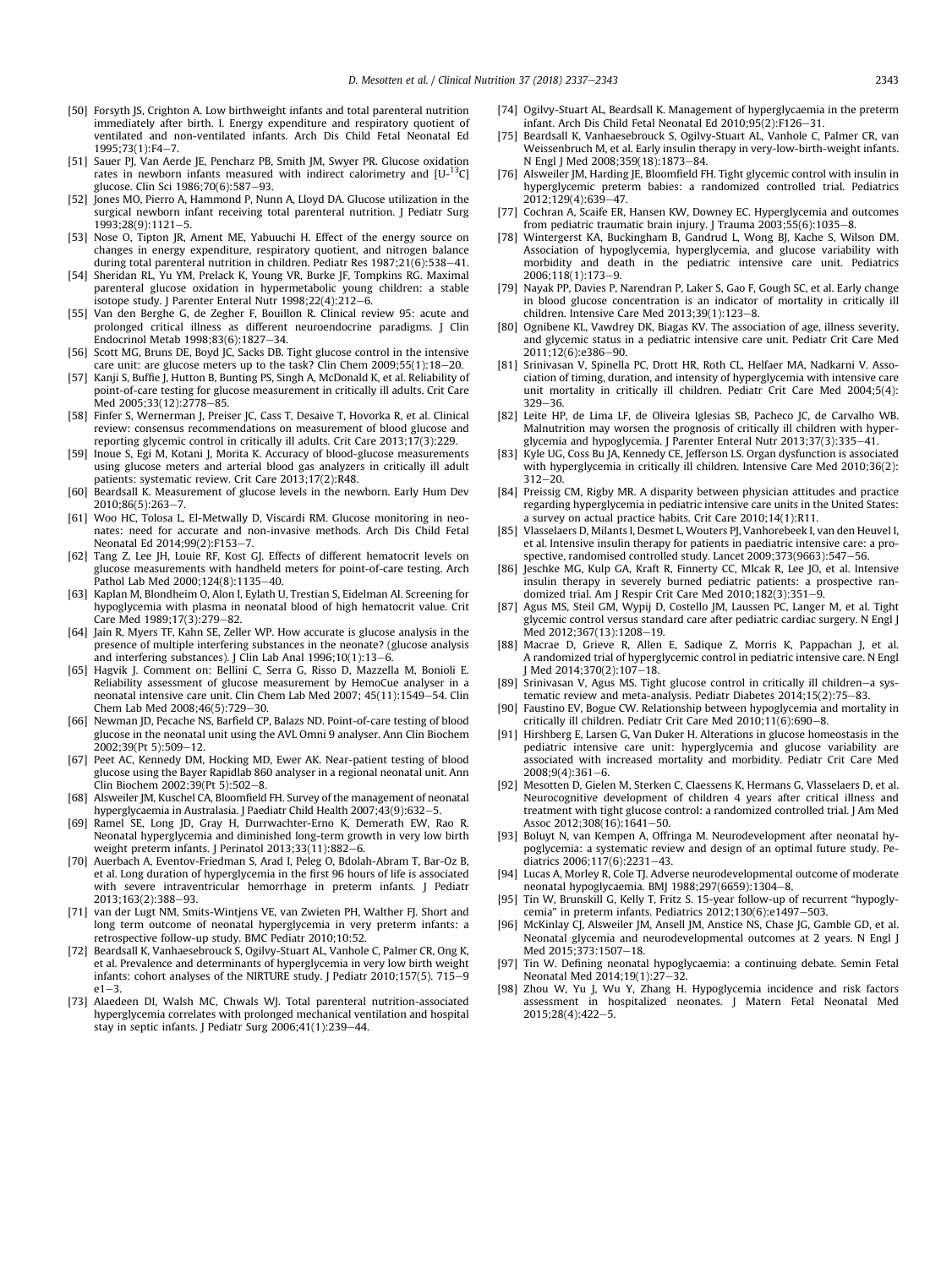[50] Forsyth JS, Crighton A. Low birthweight infants and total parenteral nutrition immediately after birth. I. Energy expenditure and respiratory quotient of ventilated and non-ventilated infants. Arch Dis Child Fetal Neonatal Ed 1995;73(1):F4–7.

[51] Sauer PJ, Van Aerde JE, Pencharz PB, Smith JM, Swyer PR. Glucose oxidation rates in newborn infants measured with indirect calorimetry and [U-$^{13}$C] glucose. Clin Sci 1986;70(6):587–93.

[52] Jones MO, Pierro A, Hammond P, Nunn A, Lloyd DA. Glucose utilization in the surgical newborn infant receiving total parenteral nutrition. J Pediatr Surg 1993;28(9):1121–5.

[53] Nose O, Tipton JR, Ament ME, Yabuuchi H. Effect of the energy source on changes in energy expenditure, respiratory quotient, and nitrogen balance during total parenteral nutrition in children. Pediatr Res 1987;21(6):538–41.

[54] Sheridan RL, Yu YM, Prelack K, Young VR, Burke JF, Tompkins RG. Maximal parenteral glucose oxidation in hypermetabolic young children: a stable isotope study. J Parenter Enteral Nutr 1998;22(4):212–6.

[55] Van den Berghe G, de Zegher F, Bouillon R. Clinical review 95: acute and prolonged critical illness as different neuroendocrine paradigms. J Clin Endocrinol Metab 1998;83(6):1827–34.

[56] Scott MG, Bruns DE, Boyd JC, Sacks DB. Tight glucose control in the intensive care unit: are glucose meters up to the task? Clin Chem 2009;55(1):18–20.

[57] Kanji S, Buffie J, Hutton B, Bunting PS, Singh A, McDonald K, et al. Reliability of point-of-care testing for glucose measurement in critically ill adults. Crit Care Med 2005;33(12):2778–85.

[58] Finfer S, Wernerman J, Preiser JC, Cass T, Desaive T, Hovorka R, et al. Clinical review: consensus recommendations on measurement of blood glucose and reporting glycemic control in critically ill adults. Crit Care 2013;17(3):229.

[59] Inoue S, Egi M, Kotani J, Morita K. Accuracy of blood-glucose measurements using glucose meters and arterial blood gas analyzers in critically ill adult patients: systematic review. Crit Care 2013;17(2):R48.

[60] Beardsall K. Measurement of glucose levels in the newborn. Early Hum Dev 2010;86(5):263–7.

[61] Woo HC, Tolosa L, El-Metwally D, Viscardi RM. Glucose monitoring in neonates: need for accurate and non-invasive methods. Arch Dis Child Fetal Neonatal Ed 2014;99(2):F153–7.

[62] Tang Z, Lee JH, Louie RF, Kost GJ. Effects of different hematocrit levels on glucose measurements with handheld meters for point-of-care testing. Arch Pathol Lab Med 2000;124(8):1135–40.

[63] Kaplan M, Blondheim O, Alon I, Eylath U, Trestian S, Eidelman AI. Screening for hypoglycemia with plasma in neonatal blood of high hematocrit value. Crit Care Med 1989;17(3):279–82.

[64] Jain R, Myers TF, Kahn SE, Zeller WP. How accurate is glucose analysis in the presence of multiple interfering substances in the neonate? (glucose analysis and interfering substances). J Clin Lab Anal 1996;10(1):13–6.

[65] Hagvik J. Comment on: Bellini C, Serra G, Risso D, Mazzella M, Bonioli E. Reliability assessment of glucose measurement by HemoCue analyser in a neonatal intensive care unit. Clin Chem Lab Med 2007; 45(11):1549–54. Clin Chem Lab Med 2008;46(5):729–30.

[66] Newman JD, Pecache NS, Barfield CP, Balazs ND. Point-of-care testing of blood glucose in the neonatal unit using the AVL Omni 9 analyser. Ann Clin Biochem 2002;39(Pt 5):509–12.

[67] Peet AC, Kennedy DM, Hocking MD, Ewer AK. Near-patient testing of blood glucose using the Bayer Rapidlab 860 analyser in a regional neonatal unit. Ann Clin Biochem 2002;39(Pt 5):502–8.

[68] Alsweiler JM, Kuschel CA, Bloomfield FH. Survey of the management of neonatal hyperglycaemia in Australasia. J Paediatr Child Health 2007;43(9):632–5.

[69] Ramel SE, Long JD, Gray H, Durrwachter-Erno K, Demerath EW, Rao R. Neonatal hyperglycemia and diminished long-term growth in very low birth weight preterm infants. J Perinatol 2013;33(11):882–6.

[70] Auerbach A, Eventov-Friedman S, Arad I, Peleg O, Bdolah-Abram T, Bar-Oz B, et al. Long duration of hyperglycemia in the first 96 hours of life is associated with severe intraventricular hemorrhage in preterm infants. J Pediatr 2013;163(2):388–93.

[71] van der Lugt NM, Smits-Wintjens VE, van Zwieten PH, Walther FJ. Short and long term outcome of neonatal hyperglycemia in very preterm infants: a retrospective follow-up study. BMC Pediatr 2010;10:52.

[72] Beardsall K, Vanhaesebrouck S, Ogilvy-Stuart AL, Vanhole C, Palmer CR, Ong K, et al. Prevalence and determinants of hyperglycemia in very low birth weight infants: cohort analyses of the NIRTURE study. J Pediatr 2010;157(5). 715–9 e1–3.

[73] Alaedeen DI, Walsh MC, Chwals WJ. Total parenteral nutrition-associated hyperglycemia correlates with prolonged mechanical ventilation and hospital stay in septic infants. J Pediatr Surg 2006;41(1):239–44.

[74] Ogilvy-Stuart AL, Beardsall K. Management of hyperglycaemia in the preterm infant. Arch Dis Child Fetal Neonatal Ed 2010;95(2):F126–31.

[75] Beardsall K, Vanhaesebrouck S, Ogilvy-Stuart AL, Vanhole C, Palmer CR, van Weissenbruch M, et al. Early insulin therapy in very-low-birth-weight infants. N Engl J Med 2008;359(18):1873–84.

[76] Alsweiler JM, Harding JE, Bloomfield FH. Tight glycemic control with insulin in hyperglycemic preterm babies: a randomized controlled trial. Pediatrics 2012;129(4):639–47.

[77] Cochran A, Scaife ER, Hansen KW, Downey EC. Hyperglycemia and outcomes from pediatric traumatic brain injury. J Trauma 2003;55(6):1035–8.

[78] Wintergerst KA, Buckingham B, Gandrud L, Wong BJ, Kache S, Wilson DM. Association of hypoglycemia, hyperglycemia, and glucose variability with morbidity and death in the pediatric intensive care unit. Pediatrics 2006;118(1):173–9.

[79] Nayak PP, Davies P, Narendran P, Laker S, Gao F, Gough SC, et al. Early change in blood glucose concentration is an indicator of mortality in critically ill children. Intensive Care Med 2013;39(1):123–8.

[80] Ognibene KL, Vawdrey DK, Biagas KV. The association of age, illness severity, and glycemic status in a pediatric intensive care unit. Pediatr Crit Care Med 2011;12(6):e386–90.

[81] Srinivasan V, Spinella PC, Drott HR, Roth CL, Helfaer MA, Nadkarni V. Association of timing, duration, and intensity of hyperglycemia with intensive care unit mortality in critically ill children. Pediatr Crit Care Med 2004;5(4):329–36.

[82] Leite HP, de Lima LF, de Oliveira Iglesias SB, Pacheco JC, de Carvalho WB. Malnutrition may worsen the prognosis of critically ill children with hyperglycemia and hypoglycemia. J Parenter Enteral Nutr 2013;37(3):335–41.

[83] Kyle UG, Coss Bu JA, Kennedy CE, Jefferson LS. Organ dysfunction is associated with hyperglycemia in critically ill children. Intensive Care Med 2010;36(2):312–20.

[84] Preissig CM, Rigby MR. A disparity between physician attitudes and practice regarding hyperglycemia in pediatric intensive care units in the United States: a survey on actual practice habits. Crit Care 2010;14(1):R11.

[85] Vlasselaers D, Milants I, Desmet L, Wouters PJ, Vanhorebeek I, van den Heuvel I, et al. Intensive insulin therapy for patients in paediatric intensive care: a prospective, randomised controlled study. Lancet 2009;373(9663):547–56.

[86] Jeschke MG, Kulp GA, Kraft R, Finnerty CC, Mlcak R, Lee JO, et al. Intensive insulin therapy in severely burned pediatric patients: a prospective randomized trial. Am J Respir Crit Care Med 2010;182(3):351–9.

[87] Agus MS, Steil GM, Wypij D, Costello JM, Laussen PC, Langer M, et al. Tight glycemic control versus standard care after pediatric cardiac surgery. N Engl J Med 2012;367(13):1208–19.

[88] Macrae D, Grieve R, Allen E, Sadique Z, Morris K, Pappachan J, et al. A randomized trial of hyperglycemic control in pediatric intensive care. N Engl J Med 2014;370(2):107–18.

[89] Srinivasan V, Agus MS. Tight glucose control in critically ill children—a systematic review and meta-analysis. Pediatr Diabetes 2014;15(2):75–83.

[90] Faustino EV, Bogue CW. Relationship between hypoglycemia and mortality in critically ill children. Pediatr Crit Care Med 2010;11(6):690–8.

[91] Hirshberg E, Larsen G, Van Duker H. Alterations in glucose homeostasis in the pediatric intensive care unit: hyperglycemia and glucose variability are associated with increased mortality and morbidity. Pediatr Crit Care Med 2008;9(4):361–6.

[92] Mesotten D, Gielen M, Sterken C, Claessens K, Hermans G, Vlasselaers D, et al. Neurocognitive development of children 4 years after critical illness and treatment with tight glucose control: a randomized controlled trial. J Am Med Assoc 2012;308(16):1641–50.

[93] Boluyt N, van Kempen A, Offringa M. Neurodevelopment after neonatal hypoglycemia: a systematic review and design of an optimal future study. Pediatrics 2006;117(6):2231–43.

[94] Lucas A, Morley R, Cole TJ. Adverse neurodevelopmental outcome of moderate neonatal hypoglycaemia. BMJ 1988;297(6659):1304–8.

[95] Tin W, Brunskill G, Kelly T, Fritz S. 15-year follow-up of recurrent "hypoglycemia" in preterm infants. Pediatrics 2012;130(6):e1497–503.

[96] McKinlay CJ, Alsweiler JM, Ansell JM, Anstice NS, Chase JG, Gamble GD, et al. Neonatal glycemia and neurodevelopmental outcomes at 2 years. N Engl J Med 2015;373:1507–18.

[97] Tin W. Defining neonatal hypoglycaemia: a continuing debate. Semin Fetal Neonatal Med 2014;19(1):27–32.

[98] Zhou W, Yu J, Wu Y, Zhang H. Hypoglycemia incidence and risk factors assessment in hospitalized neonates. J Matern Fetal Neonatal Med 2015;28(4):422–5.